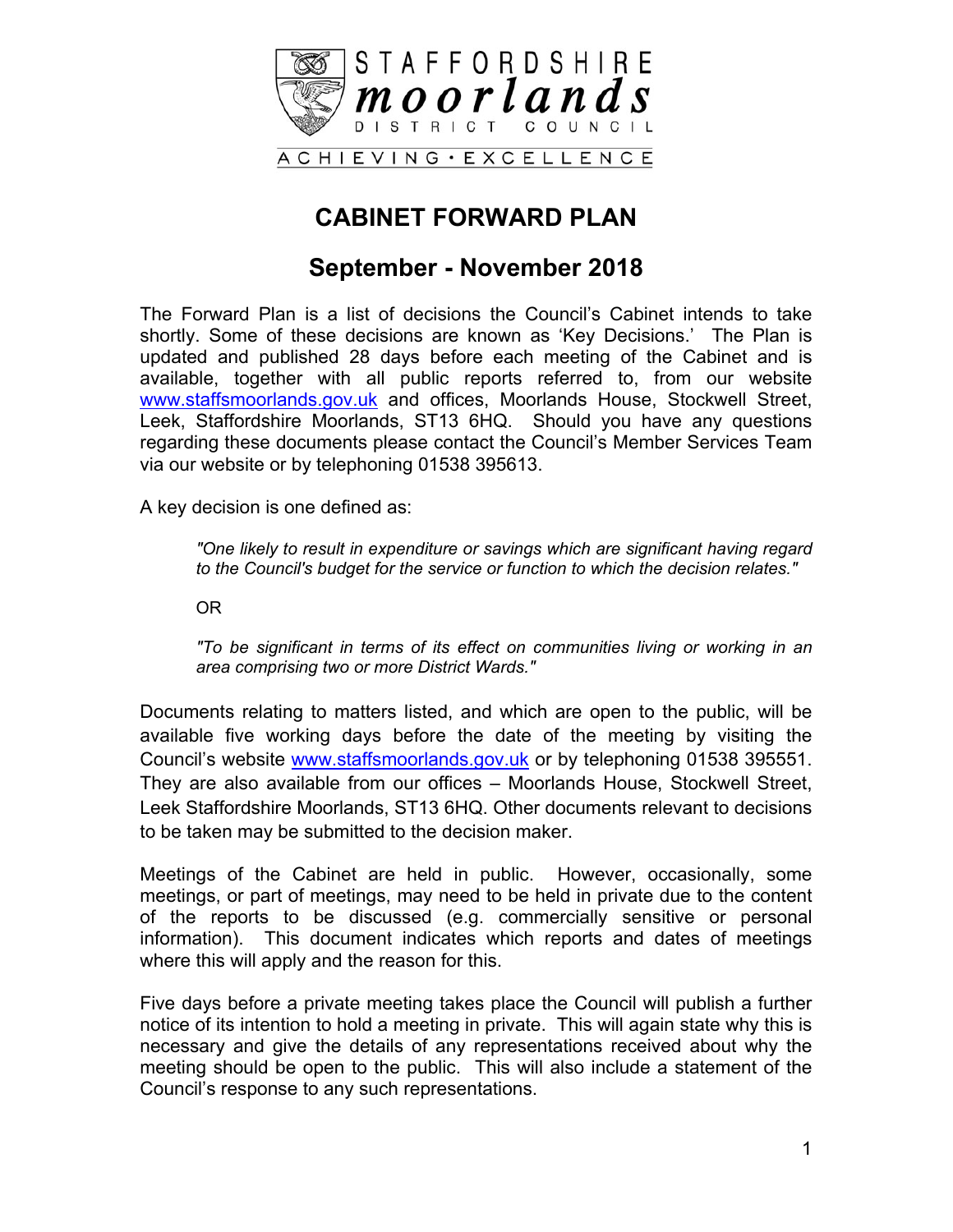STAFFORDSHIRE
**moorlands**
DISTRICT COUNCIL

ACHIEVING • EXCELLENCE

# CABINET FORWARD PLAN

## September - November 2018

The Forward Plan is a list of decisions the Council's Cabinet intends to take shortly. Some of these decisions are known as 'Key Decisions.' The Plan is updated and published 28 days before each meeting of the Cabinet and is available, together with all public reports referred to, from our website www.staffsmoorlands.gov.uk and offices, Moorlands House, Stockwell Street, Leek, Staffordshire Moorlands, ST13 6HQ. Should you have any questions regarding these documents please contact the Council's Member Services Team via our website or by telephoning 01538 395613.

A key decision is one defined as:

> *"One likely to result in expenditure or savings which are significant having regard to the Council's budget for the service or function to which the decision relates."*
>
> OR
>
> *"To be significant in terms of its effect on communities living or working in an area comprising two or more District Wards."*

Documents relating to matters listed, and which are open to the public, will be available five working days before the date of the meeting by visiting the Council's website www.staffsmoorlands.gov.uk or by telephoning 01538 395551. They are also available from our offices – Moorlands House, Stockwell Street, Leek Staffordshire Moorlands, ST13 6HQ. Other documents relevant to decisions to be taken may be submitted to the decision maker.

Meetings of the Cabinet are held in public. However, occasionally, some meetings, or part of meetings, may need to be held in private due to the content of the reports to be discussed (e.g. commercially sensitive or personal information). This document indicates which reports and dates of meetings where this will apply and the reason for this.

Five days before a private meeting takes place the Council will publish a further notice of its intention to hold a meeting in private. This will again state why this is necessary and give the details of any representations received about why the meeting should be open to the public. This will also include a statement of the Council's response to any such representations.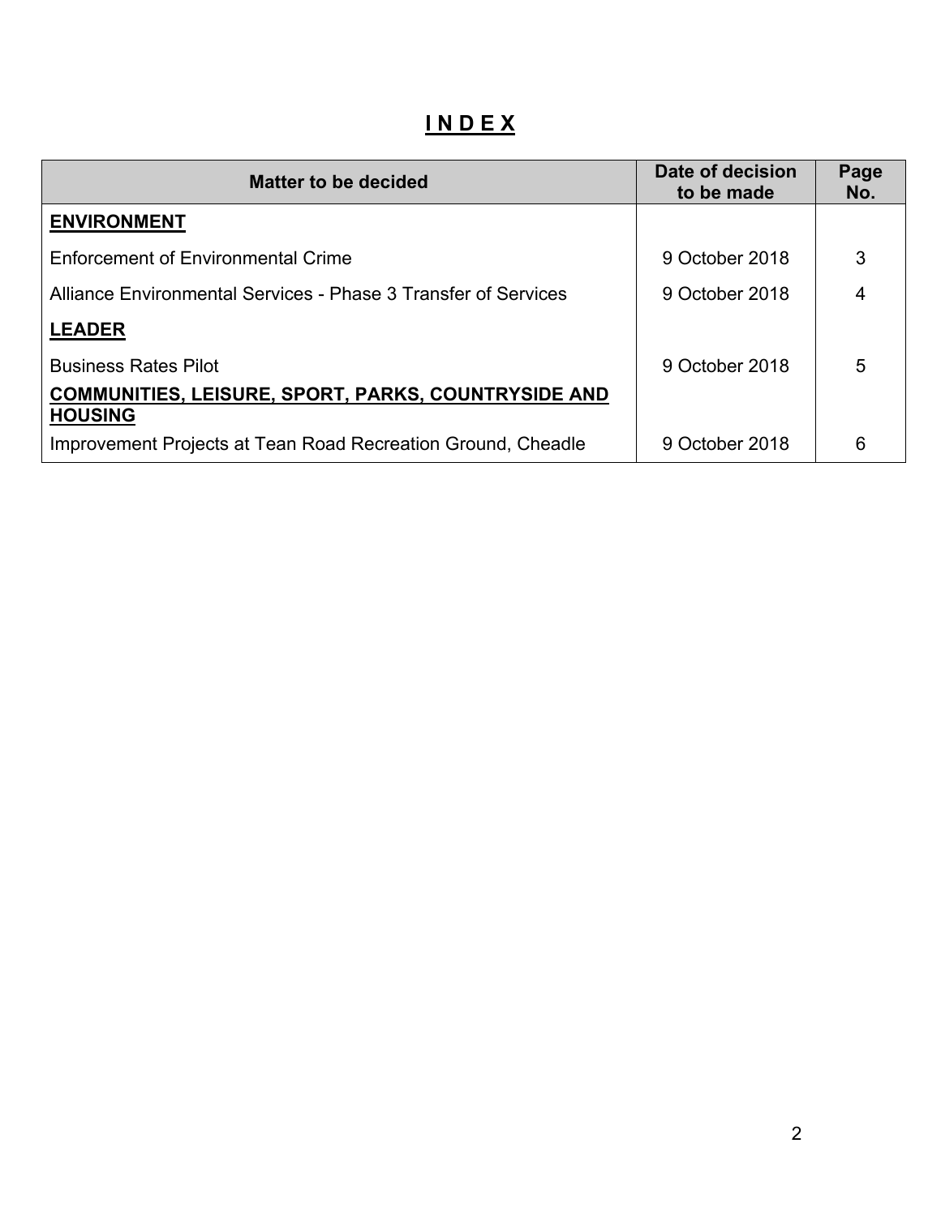# INDEX

| Matter to be decided | Date of decision to be made | Page No. |
|---|---|---|
| **ENVIRONMENT** | | |
| Enforcement of Environmental Crime | 9 October 2018 | 3 |
| Alliance Environmental Services - Phase 3 Transfer of Services | 9 October 2018 | 4 |
| **LEADER** | | |
| Business Rates Pilot | 9 October 2018 | 5 |
| **COMMUNITIES, LEISURE, SPORT, PARKS, COUNTRYSIDE AND HOUSING** | | |
| Improvement Projects at Tean Road Recreation Ground, Cheadle | 9 October 2018 | 6 |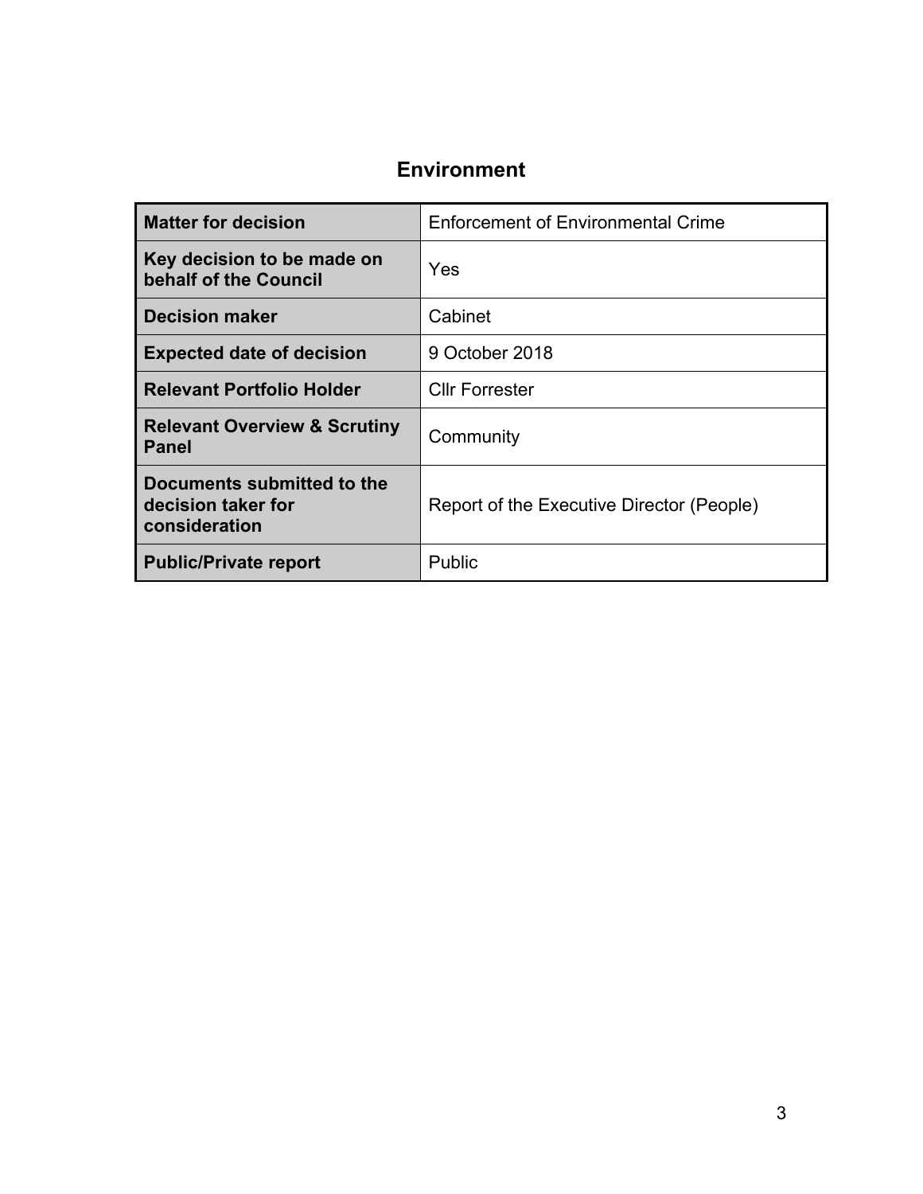## Environment

| Matter for decision | Enforcement of Environmental Crime |
|---|---|
| **Key decision to be made on behalf of the Council** | Yes |
| **Decision maker** | Cabinet |
| **Expected date of decision** | 9 October 2018 |
| **Relevant Portfolio Holder** | Cllr Forrester |
| **Relevant Overview & Scrutiny Panel** | Community |
| **Documents submitted to the decision taker for consideration** | Report of the Executive Director (People) |
| **Public/Private report** | Public |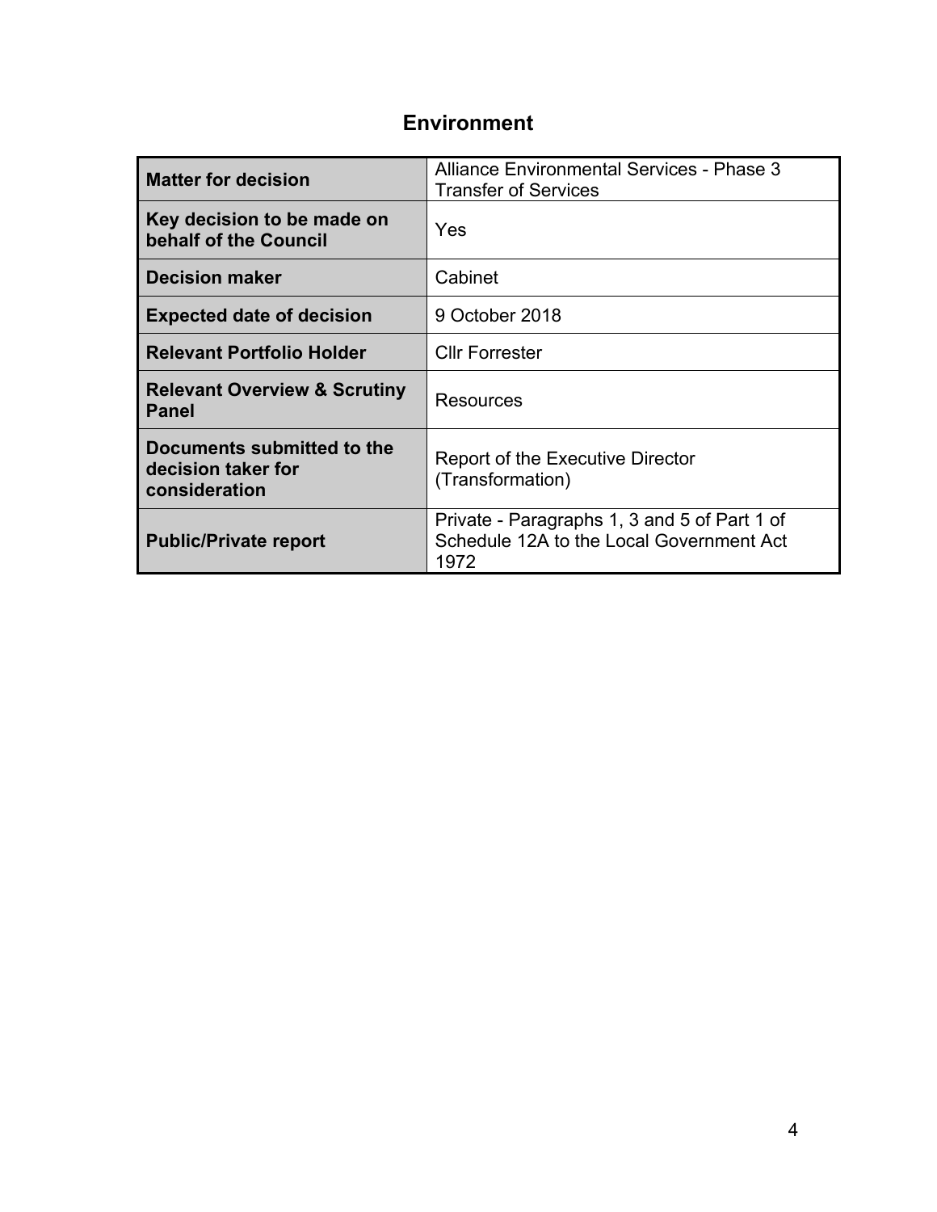## Environment

| **Matter for decision** | Alliance Environmental Services - Phase 3 Transfer of Services |
|---|---|
| **Key decision to be made on behalf of the Council** | Yes |
| **Decision maker** | Cabinet |
| **Expected date of decision** | 9 October 2018 |
| **Relevant Portfolio Holder** | Cllr Forrester |
| **Relevant Overview & Scrutiny Panel** | Resources |
| **Documents submitted to the decision taker for consideration** | Report of the Executive Director (Transformation) |
| **Public/Private report** | Private - Paragraphs 1, 3 and 5 of Part 1 of Schedule 12A to the Local Government Act 1972 |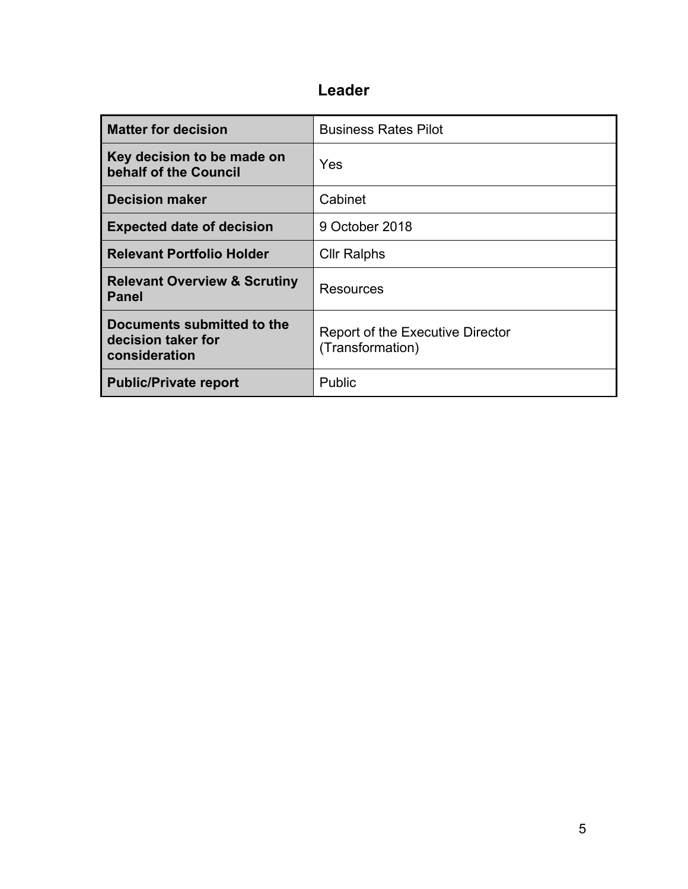# Leader

| Matter for decision | Business Rates Pilot |
|---|---|
| Key decision to be made on behalf of the Council | Yes |
| Decision maker | Cabinet |
| Expected date of decision | 9 October 2018 |
| Relevant Portfolio Holder | Cllr Ralphs |
| Relevant Overview & Scrutiny Panel | Resources |
| Documents submitted to the decision taker for consideration | Report of the Executive Director (Transformation) |
| Public/Private report | Public |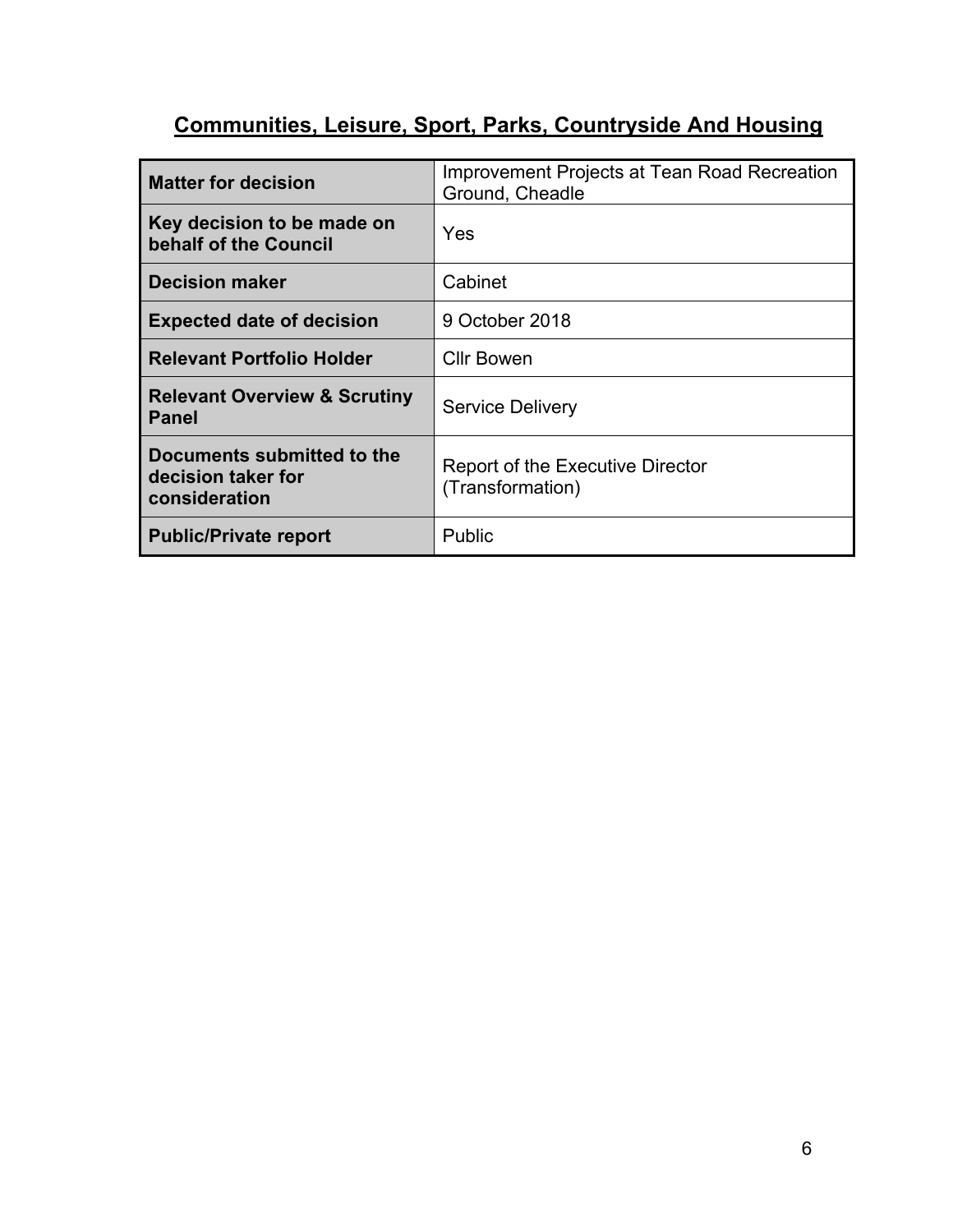## Communities, Leisure, Sport, Parks, Countryside And Housing

| | |
|---|---|
| **Matter for decision** | Improvement Projects at Tean Road Recreation Ground, Cheadle |
| **Key decision to be made on behalf of the Council** | Yes |
| **Decision maker** | Cabinet |
| **Expected date of decision** | 9 October 2018 |
| **Relevant Portfolio Holder** | Cllr Bowen |
| **Relevant Overview & Scrutiny Panel** | Service Delivery |
| **Documents submitted to the decision taker for consideration** | Report of the Executive Director (Transformation) |
| **Public/Private report** | Public |